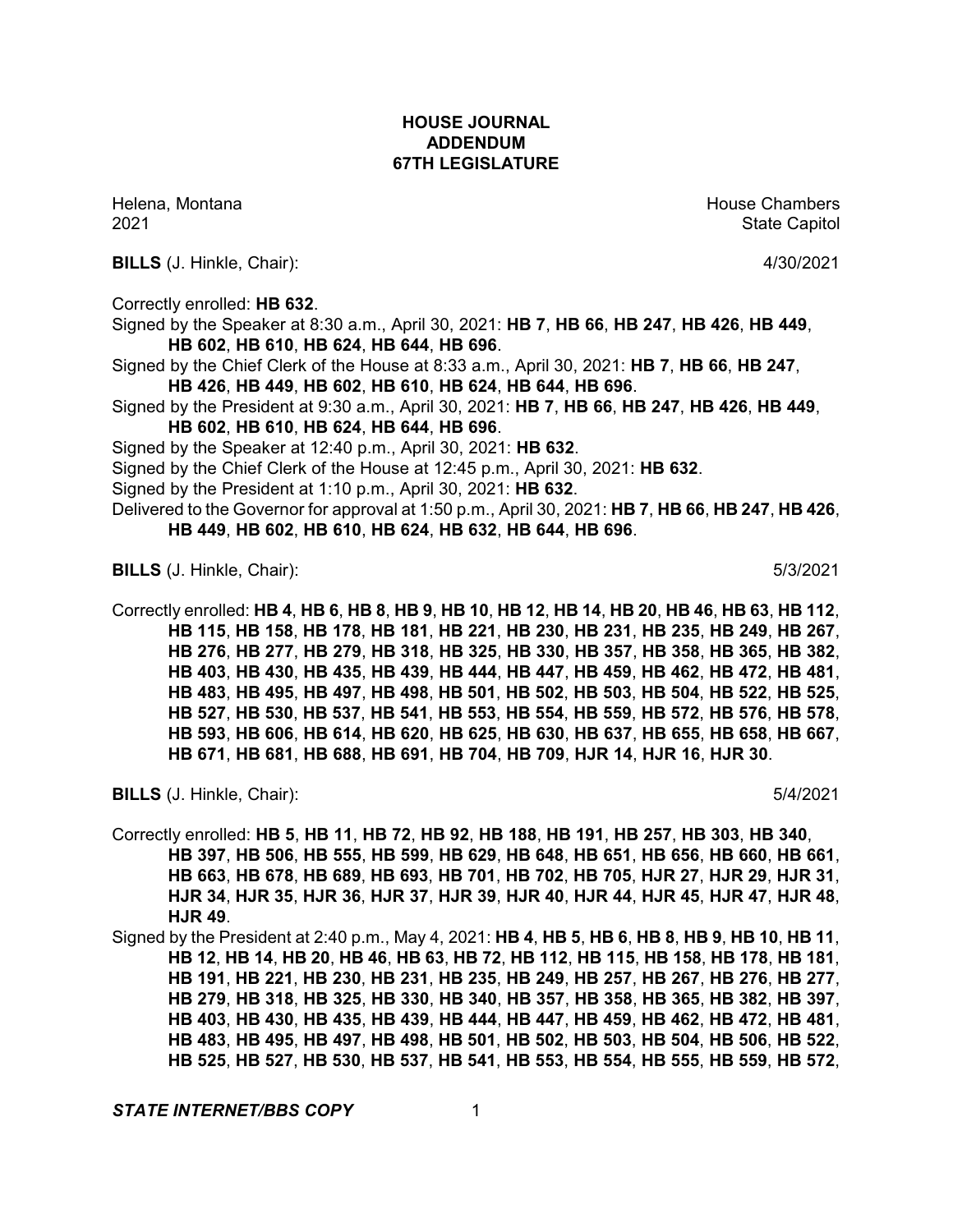**HOUSE JOURNAL**
**ADDENDUM**
**67TH LEGISLATURE**

Helena, Montana
2021

House Chambers
State Capitol

**BILLS** (J. Hinkle, Chair): 4/30/2021

Correctly enrolled: **HB 632**.

Signed by the Speaker at 8:30 a.m., April 30, 2021: **HB 7**, **HB 66**, **HB 247**, **HB 426**, **HB 449**, **HB 602**, **HB 610**, **HB 624**, **HB 644**, **HB 696**.

Signed by the Chief Clerk of the House at 8:33 a.m., April 30, 2021: **HB 7**, **HB 66**, **HB 247**, **HB 426**, **HB 449**, **HB 602**, **HB 610**, **HB 624**, **HB 644**, **HB 696**.

Signed by the President at 9:30 a.m., April 30, 2021: **HB 7**, **HB 66**, **HB 247**, **HB 426**, **HB 449**, **HB 602**, **HB 610**, **HB 624**, **HB 644**, **HB 696**.

Signed by the Speaker at 12:40 p.m., April 30, 2021: **HB 632**.

Signed by the Chief Clerk of the House at 12:45 p.m., April 30, 2021: **HB 632**.

Signed by the President at 1:10 p.m., April 30, 2021: **HB 632**.

Delivered to the Governor for approval at 1:50 p.m., April 30, 2021: **HB 7**, **HB 66**, **HB 247**, **HB 426**, **HB 449**, **HB 602**, **HB 610**, **HB 624**, **HB 632**, **HB 644**, **HB 696**.

**BILLS** (J. Hinkle, Chair): 5/3/2021

Correctly enrolled: **HB 4**, **HB 6**, **HB 8**, **HB 9**, **HB 10**, **HB 12**, **HB 14**, **HB 20**, **HB 46**, **HB 63**, **HB 112**, **HB 115**, **HB 158**, **HB 178**, **HB 181**, **HB 221**, **HB 230**, **HB 231**, **HB 235**, **HB 249**, **HB 267**, **HB 276**, **HB 277**, **HB 279**, **HB 318**, **HB 325**, **HB 330**, **HB 357**, **HB 358**, **HB 365**, **HB 382**, **HB 403**, **HB 430**, **HB 435**, **HB 439**, **HB 444**, **HB 447**, **HB 459**, **HB 462**, **HB 472**, **HB 481**, **HB 483**, **HB 495**, **HB 497**, **HB 498**, **HB 501**, **HB 502**, **HB 503**, **HB 504**, **HB 522**, **HB 525**, **HB 527**, **HB 530**, **HB 537**, **HB 541**, **HB 553**, **HB 554**, **HB 559**, **HB 572**, **HB 576**, **HB 578**, **HB 593**, **HB 606**, **HB 614**, **HB 620**, **HB 625**, **HB 630**, **HB 637**, **HB 655**, **HB 658**, **HB 667**, **HB 671**, **HB 681**, **HB 688**, **HB 691**, **HB 704**, **HB 709**, **HJR 14**, **HJR 16**, **HJR 30**.

**BILLS** (J. Hinkle, Chair): 5/4/2021

Correctly enrolled: **HB 5**, **HB 11**, **HB 72**, **HB 92**, **HB 188**, **HB 191**, **HB 257**, **HB 303**, **HB 340**, **HB 397**, **HB 506**, **HB 555**, **HB 599**, **HB 629**, **HB 648**, **HB 651**, **HB 656**, **HB 660**, **HB 661**, **HB 663**, **HB 678**, **HB 689**, **HB 693**, **HB 701**, **HB 702**, **HB 705**, **HJR 27**, **HJR 29**, **HJR 31**, **HJR 34**, **HJR 35**, **HJR 36**, **HJR 37**, **HJR 39**, **HJR 40**, **HJR 44**, **HJR 45**, **HJR 47**, **HJR 48**, **HJR 49**.

Signed by the President at 2:40 p.m., May 4, 2021: **HB 4**, **HB 5**, **HB 6**, **HB 8**, **HB 9**, **HB 10**, **HB 11**, **HB 12**, **HB 14**, **HB 20**, **HB 46**, **HB 63**, **HB 72**, **HB 112**, **HB 115**, **HB 158**, **HB 178**, **HB 181**, **HB 191**, **HB 221**, **HB 230**, **HB 231**, **HB 235**, **HB 249**, **HB 257**, **HB 267**, **HB 276**, **HB 277**, **HB 279**, **HB 318**, **HB 325**, **HB 330**, **HB 340**, **HB 357**, **HB 358**, **HB 365**, **HB 382**, **HB 397**, **HB 403**, **HB 430**, **HB 435**, **HB 439**, **HB 444**, **HB 447**, **HB 459**, **HB 462**, **HB 472**, **HB 481**, **HB 483**, **HB 495**, **HB 497**, **HB 498**, **HB 501**, **HB 502**, **HB 503**, **HB 504**, **HB 506**, **HB 522**, **HB 525**, **HB 527**, **HB 530**, **HB 537**, **HB 541**, **HB 553**, **HB 554**, **HB 555**, **HB 559**, **HB 572**,

***STATE INTERNET/BBS COPY***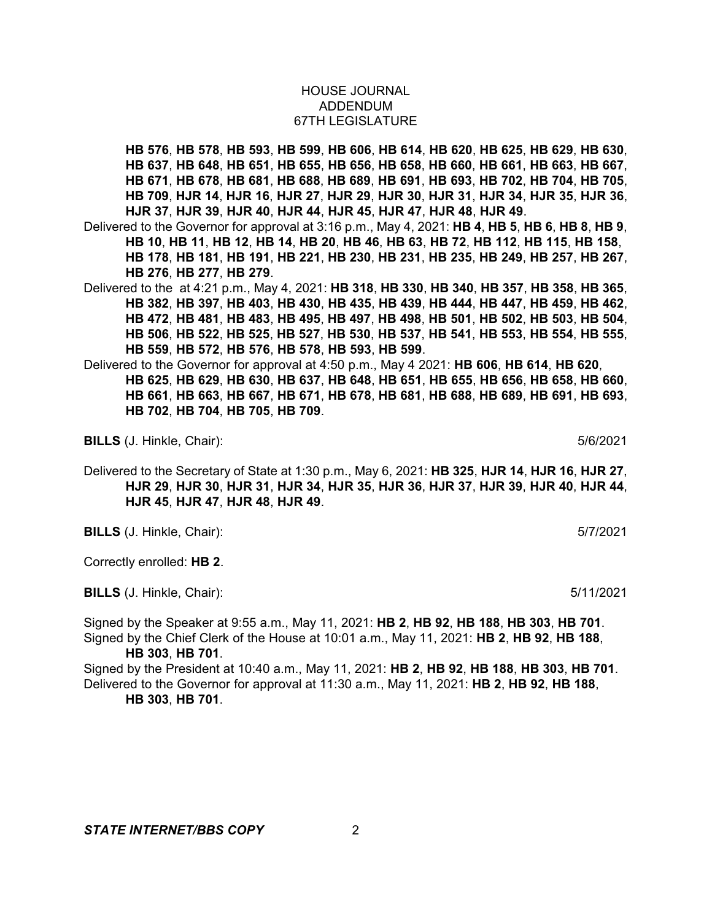**HB 576**, **HB 578**, **HB 593**, **HB 599**, **HB 606**, **HB 614**, **HB 620**, **HB 625**, **HB 629**, **HB 630**, **HB 637**, **HB 648**, **HB 651**, **HB 655**, **HB 656**, **HB 658**, **HB 660**, **HB 661**, **HB 663**, **HB 667**, **HB 671**, **HB 678**, **HB 681**, **HB 688**, **HB 689**, **HB 691**, **HB 693**, **HB 702**, **HB 704**, **HB 705**, **HB 709**, **HJR 14**, **HJR 16**, **HJR 27**, **HJR 29**, **HJR 30**, **HJR 31**, **HJR 34**, **HJR 35**, **HJR 36**, **HJR 37**, **HJR 39**, **HJR 40**, **HJR 44**, **HJR 45**, **HJR 47**, **HJR 48**, **HJR 49**.

Delivered to the Governor for approval at 3:16 p.m., May 4, 2021: **HB 4**, **HB 5**, **HB 6**, **HB 8**, **HB 9**, **HB 10**, **HB 11**, **HB 12**, **HB 14**, **HB 20**, **HB 46**, **HB 63**, **HB 72**, **HB 112**, **HB 115**, **HB 158**, **HB 178**, **HB 181**, **HB 191**, **HB 221**, **HB 230**, **HB 231**, **HB 235**, **HB 249**, **HB 257**, **HB 267**, **HB 276**, **HB 277**, **HB 279**.

Delivered to the  at 4:21 p.m., May 4, 2021: **HB 318**, **HB 330**, **HB 340**, **HB 357**, **HB 358**, **HB 365**, **HB 382**, **HB 397**, **HB 403**, **HB 430**, **HB 435**, **HB 439**, **HB 444**, **HB 447**, **HB 459**, **HB 462**, **HB 472**, **HB 481**, **HB 483**, **HB 495**, **HB 497**, **HB 498**, **HB 501**, **HB 502**, **HB 503**, **HB 504**, **HB 506**, **HB 522**, **HB 525**, **HB 527**, **HB 530**, **HB 537**, **HB 541**, **HB 553**, **HB 554**, **HB 555**, **HB 559**, **HB 572**, **HB 576**, **HB 578**, **HB 593**, **HB 599**.

Delivered to the Governor for approval at 4:50 p.m., May 4 2021: **HB 606**, **HB 614**, **HB 620**, **HB 625**, **HB 629**, **HB 630**, **HB 637**, **HB 648**, **HB 651**, **HB 655**, **HB 656**, **HB 658**, **HB 660**, **HB 661**, **HB 663**, **HB 667**, **HB 671**, **HB 678**, **HB 681**, **HB 688**, **HB 689**, **HB 691**, **HB 693**, **HB 702**, **HB 704**, **HB 705**, **HB 709**.

**BILLS** (J. Hinkle, Chair): 5/6/2021

Delivered to the Secretary of State at 1:30 p.m., May 6, 2021: **HB 325**, **HJR 14**, **HJR 16**, **HJR 27**, **HJR 29**, **HJR 30**, **HJR 31**, **HJR 34**, **HJR 35**, **HJR 36**, **HJR 37**, **HJR 39**, **HJR 40**, **HJR 44**, **HJR 45**, **HJR 47**, **HJR 48**, **HJR 49**.

**BILLS** (J. Hinkle, Chair): 5/7/2021

Correctly enrolled: **HB 2**.

**BILLS** (J. Hinkle, Chair): 5/11/2021

Signed by the Speaker at 9:55 a.m., May 11, 2021: **HB 2**, **HB 92**, **HB 188**, **HB 303**, **HB 701**.

Signed by the Chief Clerk of the House at 10:01 a.m., May 11, 2021: **HB 2**, **HB 92**, **HB 188**, **HB 303**, **HB 701**.

Signed by the President at 10:40 a.m., May 11, 2021: **HB 2**, **HB 92**, **HB 188**, **HB 303**, **HB 701**.

Delivered to the Governor for approval at 11:30 a.m., May 11, 2021: **HB 2**, **HB 92**, **HB 188**, **HB 303**, **HB 701**.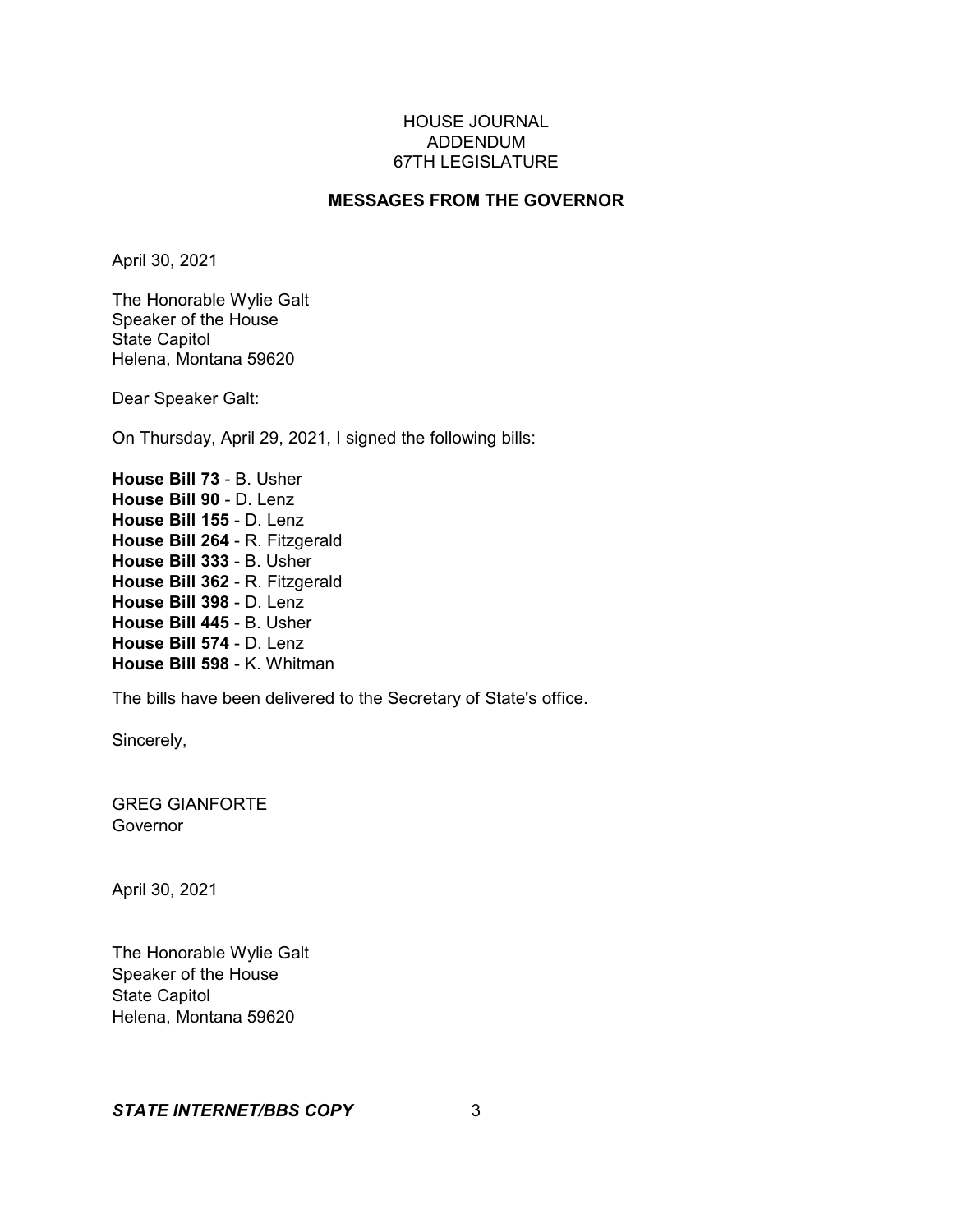HOUSE JOURNAL
ADDENDUM
67TH LEGISLATURE

## MESSAGES FROM THE GOVERNOR

April 30, 2021

The Honorable Wylie Galt
Speaker of the House
State Capitol
Helena, Montana 59620

Dear Speaker Galt:

On Thursday, April 29, 2021, I signed the following bills:

**House Bill 73** - B. Usher
**House Bill 90** - D. Lenz
**House Bill 155** - D. Lenz
**House Bill 264** - R. Fitzgerald
**House Bill 333** - B. Usher
**House Bill 362** - R. Fitzgerald
**House Bill 398** - D. Lenz
**House Bill 445** - B. Usher
**House Bill 574** - D. Lenz
**House Bill 598** - K. Whitman

The bills have been delivered to the Secretary of State's office.

Sincerely,

GREG GIANFORTE
Governor

April 30, 2021

The Honorable Wylie Galt
Speaker of the House
State Capitol
Helena, Montana 59620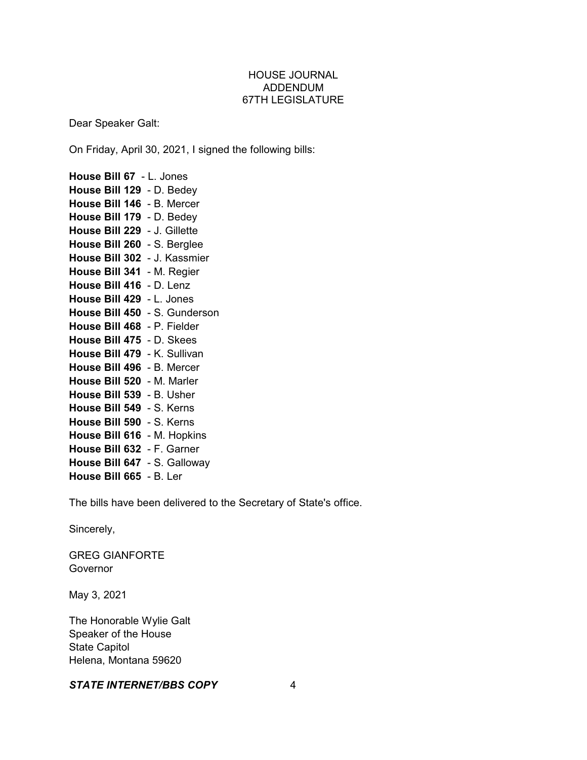HOUSE JOURNAL
ADDENDUM
67TH LEGISLATURE

Dear Speaker Galt:

On Friday, April 30, 2021, I signed the following bills:

**House Bill 67** - L. Jones
**House Bill 129** - D. Bedey
**House Bill 146** - B. Mercer
**House Bill 179** - D. Bedey
**House Bill 229** - J. Gillette
**House Bill 260** - S. Berglee
**House Bill 302** - J. Kassmier
**House Bill 341** - M. Regier
**House Bill 416** - D. Lenz
**House Bill 429** - L. Jones
**House Bill 450** - S. Gunderson
**House Bill 468** - P. Fielder
**House Bill 475** - D. Skees
**House Bill 479** - K. Sullivan
**House Bill 496** - B. Mercer
**House Bill 520** - M. Marler
**House Bill 539** - B. Usher
**House Bill 549** - S. Kerns
**House Bill 590** - S. Kerns
**House Bill 616** - M. Hopkins
**House Bill 632** - F. Garner
**House Bill 647** - S. Galloway
**House Bill 665** - B. Ler

The bills have been delivered to the Secretary of State's office.

Sincerely,

GREG GIANFORTE
Governor

May 3, 2021

The Honorable Wylie Galt
Speaker of the House
State Capitol
Helena, Montana 59620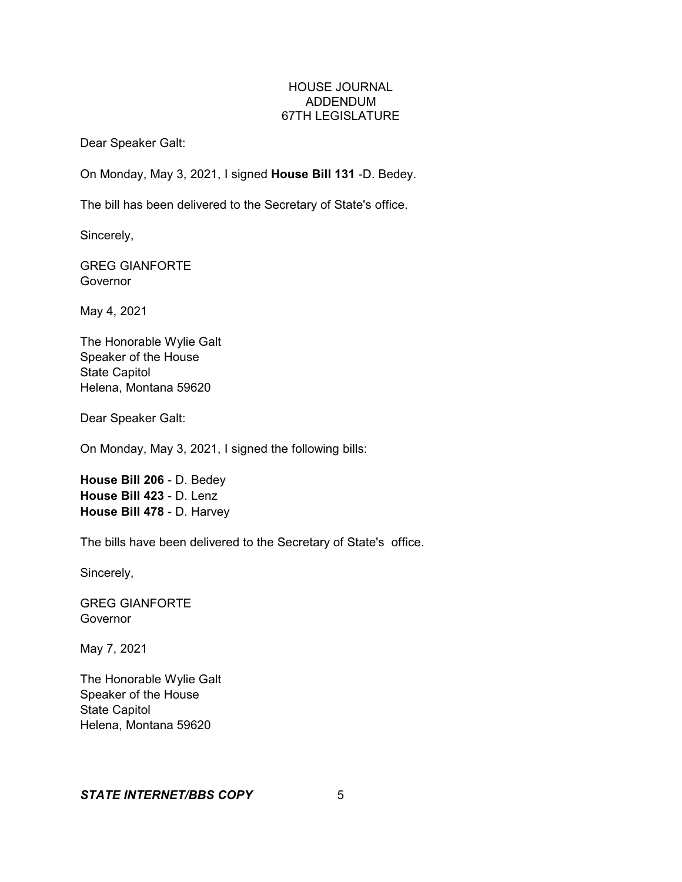HOUSE JOURNAL
ADDENDUM
67TH LEGISLATURE

Dear Speaker Galt:

On Monday, May 3, 2021, I signed **House Bill 131** -D. Bedey.

The bill has been delivered to the Secretary of State's office.

Sincerely,

GREG GIANFORTE
Governor

May 4, 2021

The Honorable Wylie Galt
Speaker of the House
State Capitol
Helena, Montana 59620

Dear Speaker Galt:

On Monday, May 3, 2021, I signed the following bills:

**House Bill 206** - D. Bedey
**House Bill 423** - D. Lenz
**House Bill 478** - D. Harvey

The bills have been delivered to the Secretary of State's office.

Sincerely,

GREG GIANFORTE
Governor

May 7, 2021

The Honorable Wylie Galt
Speaker of the House
State Capitol
Helena, Montana 59620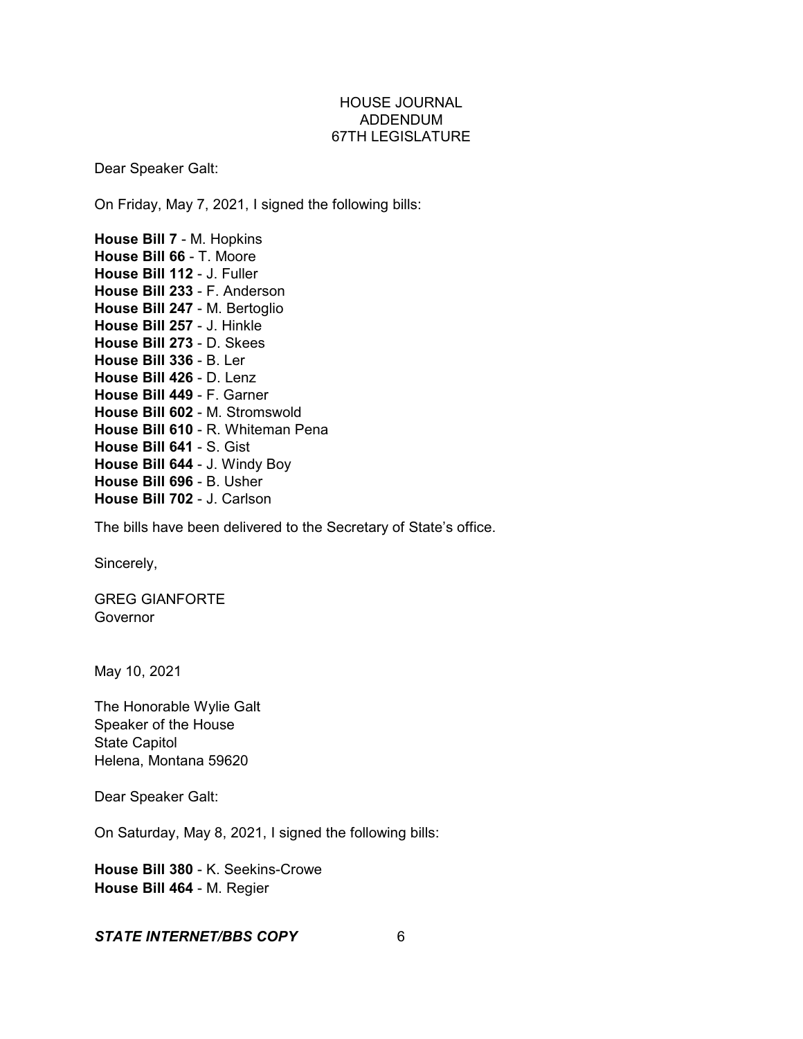HOUSE JOURNAL
ADDENDUM
67TH LEGISLATURE

Dear Speaker Galt:

On Friday, May 7, 2021, I signed the following bills:

**House Bill 7** - M. Hopkins
**House Bill 66** - T. Moore
**House Bill 112** - J. Fuller
**House Bill 233** - F. Anderson
**House Bill 247** - M. Bertoglio
**House Bill 257** - J. Hinkle
**House Bill 273** - D. Skees
**House Bill 336** - B. Ler
**House Bill 426** - D. Lenz
**House Bill 449** - F. Garner
**House Bill 602** - M. Stromswold
**House Bill 610** - R. Whiteman Pena
**House Bill 641** - S. Gist
**House Bill 644** - J. Windy Boy
**House Bill 696** - B. Usher
**House Bill 702** - J. Carlson

The bills have been delivered to the Secretary of State's office.

Sincerely,

GREG GIANFORTE
Governor

May 10, 2021

The Honorable Wylie Galt
Speaker of the House
State Capitol
Helena, Montana 59620

Dear Speaker Galt:

On Saturday, May 8, 2021, I signed the following bills:

**House Bill 380** - K. Seekins-Crowe
**House Bill 464** - M. Regier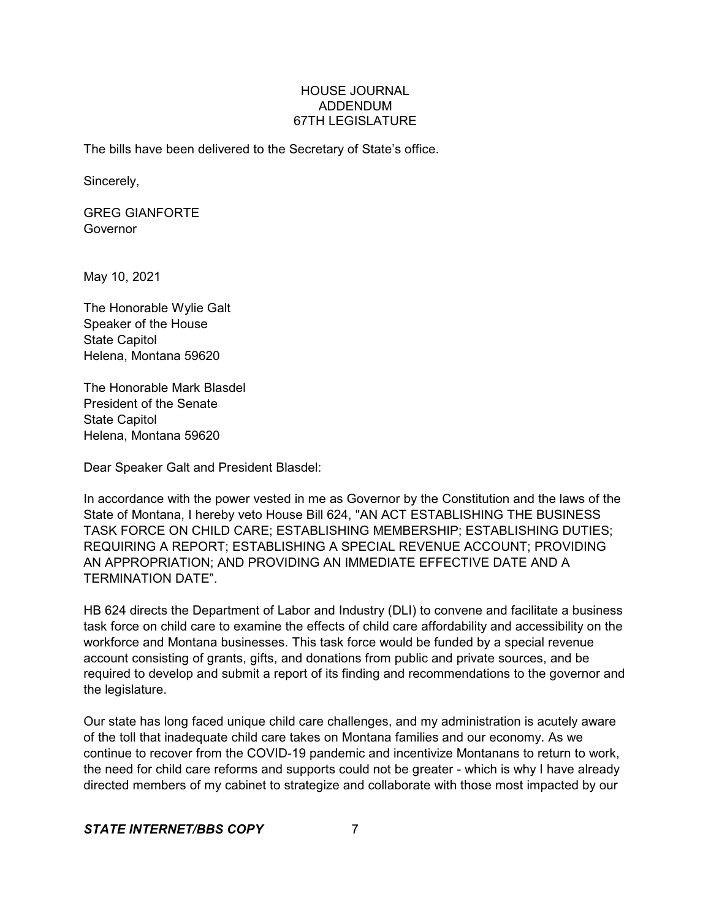The bills have been delivered to the Secretary of State's office.

Sincerely,

GREG GIANFORTE
Governor

May 10, 2021

The Honorable Wylie Galt
Speaker of the House
State Capitol
Helena, Montana 59620

The Honorable Mark Blasdel
President of the Senate
State Capitol
Helena, Montana 59620

Dear Speaker Galt and President Blasdel:

In accordance with the power vested in me as Governor by the Constitution and the laws of the State of Montana, I hereby veto House Bill 624, "AN ACT ESTABLISHING THE BUSINESS TASK FORCE ON CHILD CARE; ESTABLISHING MEMBERSHIP; ESTABLISHING DUTIES; REQUIRING A REPORT; ESTABLISHING A SPECIAL REVENUE ACCOUNT; PROVIDING AN APPROPRIATION; AND PROVIDING AN IMMEDIATE EFFECTIVE DATE AND A TERMINATION DATE".

HB 624 directs the Department of Labor and Industry (DLI) to convene and facilitate a business task force on child care to examine the effects of child care affordability and accessibility on the workforce and Montana businesses. This task force would be funded by a special revenue account consisting of grants, gifts, and donations from public and private sources, and be required to develop and submit a report of its finding and recommendations to the governor and the legislature.

Our state has long faced unique child care challenges, and my administration is acutely aware of the toll that inadequate child care takes on Montana families and our economy. As we continue to recover from the COVID-19 pandemic and incentivize Montanans to return to work, the need for child care reforms and supports could not be greater - which is why I have already directed members of my cabinet to strategize and collaborate with those most impacted by our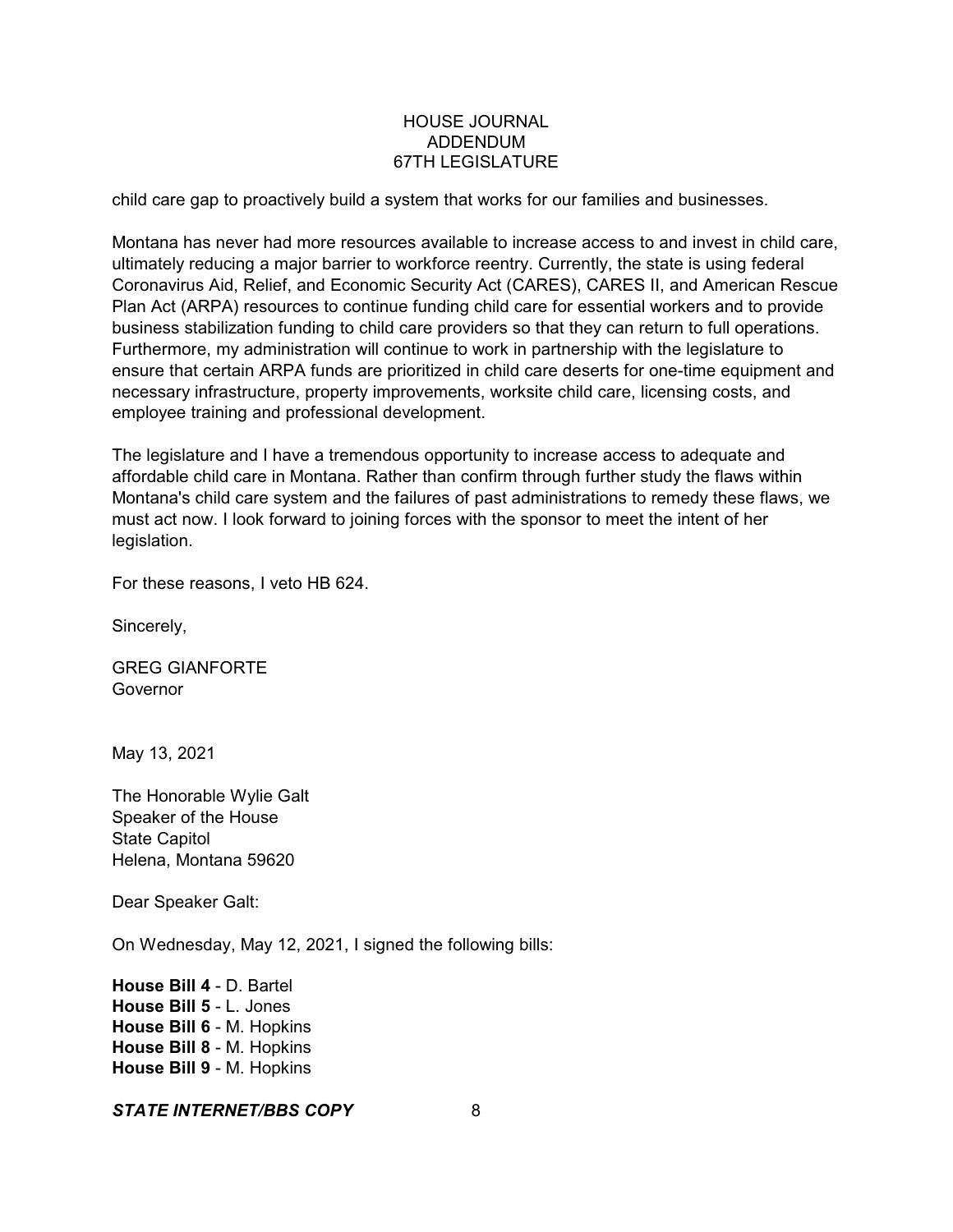child care gap to proactively build a system that works for our families and businesses.

Montana has never had more resources available to increase access to and invest in child care, ultimately reducing a major barrier to workforce reentry. Currently, the state is using federal Coronavirus Aid, Relief, and Economic Security Act (CARES), CARES II, and American Rescue Plan Act (ARPA) resources to continue funding child care for essential workers and to provide business stabilization funding to child care providers so that they can return to full operations. Furthermore, my administration will continue to work in partnership with the legislature to ensure that certain ARPA funds are prioritized in child care deserts for one-time equipment and necessary infrastructure, property improvements, worksite child care, licensing costs, and employee training and professional development.

The legislature and I have a tremendous opportunity to increase access to adequate and affordable child care in Montana. Rather than confirm through further study the flaws within Montana's child care system and the failures of past administrations to remedy these flaws, we must act now. I look forward to joining forces with the sponsor to meet the intent of her legislation.

For these reasons, I veto HB 624.

Sincerely,

GREG GIANFORTE
Governor

May 13, 2021

The Honorable Wylie Galt
Speaker of the House
State Capitol
Helena, Montana 59620

Dear Speaker Galt:

On Wednesday, May 12, 2021, I signed the following bills:

**House Bill 4** - D. Bartel
**House Bill 5** - L. Jones
**House Bill 6** - M. Hopkins
**House Bill 8** - M. Hopkins
**House Bill 9** - M. Hopkins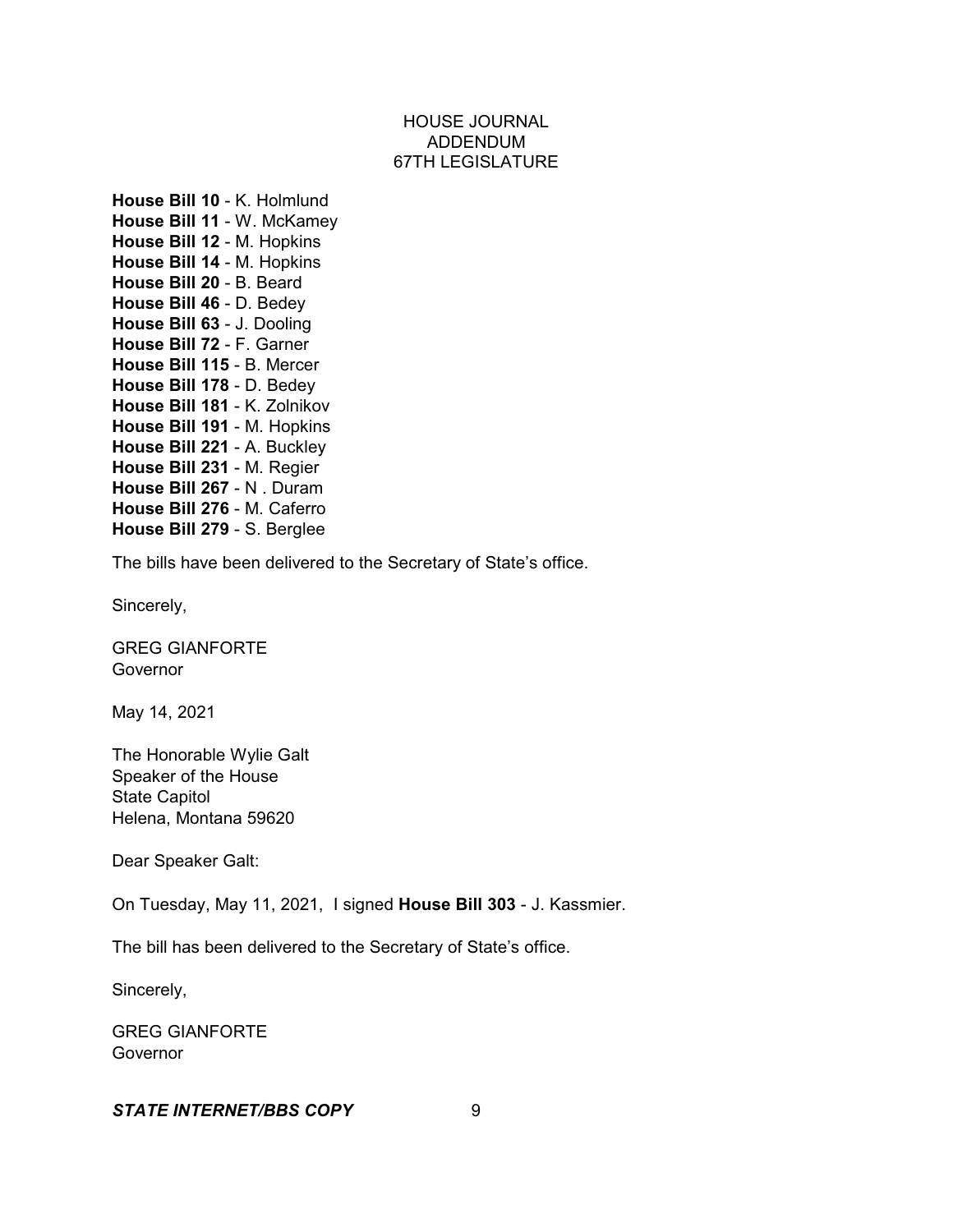HOUSE JOURNAL
ADDENDUM
67TH LEGISLATURE

**House Bill 10** - K. Holmlund
**House Bill 11** - W. McKamey
**House Bill 12** - M. Hopkins
**House Bill 14** - M. Hopkins
**House Bill 20** - B. Beard
**House Bill 46** - D. Bedey
**House Bill 63** - J. Dooling
**House Bill 72** - F. Garner
**House Bill 115** - B. Mercer
**House Bill 178** - D. Bedey
**House Bill 181** - K. Zolnikov
**House Bill 191** - M. Hopkins
**House Bill 221** - A. Buckley
**House Bill 231** - M. Regier
**House Bill 267** - N . Duram
**House Bill 276** - M. Caferro
**House Bill 279** - S. Berglee

The bills have been delivered to the Secretary of State's office.

Sincerely,

GREG GIANFORTE
Governor

May 14, 2021

The Honorable Wylie Galt
Speaker of the House
State Capitol
Helena, Montana 59620

Dear Speaker Galt:

On Tuesday, May 11, 2021, I signed **House Bill 303** - J. Kassmier.

The bill has been delivered to the Secretary of State's office.

Sincerely,

GREG GIANFORTE
Governor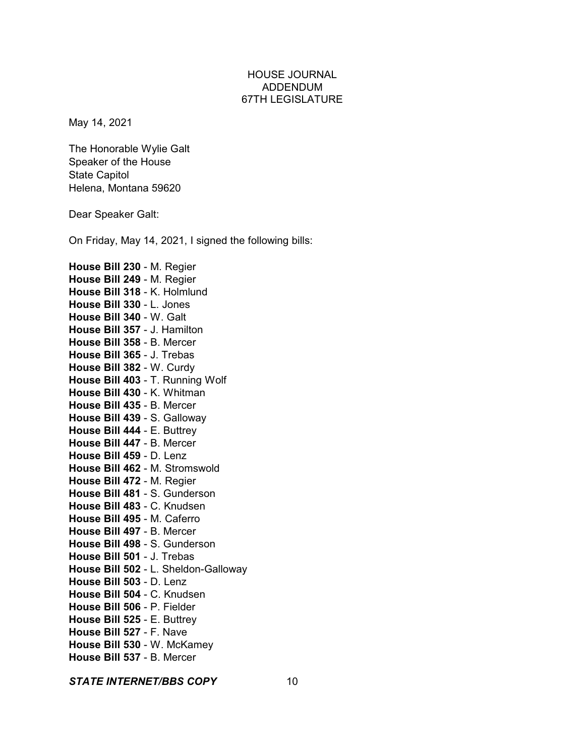HOUSE JOURNAL
ADDENDUM
67TH LEGISLATURE

May 14, 2021

The Honorable Wylie Galt
Speaker of the House
State Capitol
Helena, Montana 59620

Dear Speaker Galt:

On Friday, May 14, 2021, I signed the following bills:

**House Bill 230** - M. Regier
**House Bill 249** - M. Regier
**House Bill 318** - K. Holmlund
**House Bill 330** - L. Jones
**House Bill 340** - W. Galt
**House Bill 357** - J. Hamilton
**House Bill 358** - B. Mercer
**House Bill 365** - J. Trebas
**House Bill 382** - W. Curdy
**House Bill 403** - T. Running Wolf
**House Bill 430** - K. Whitman
**House Bill 435** - B. Mercer
**House Bill 439** - S. Galloway
**House Bill 444** - E. Buttrey
**House Bill 447** - B. Mercer
**House Bill 459** - D. Lenz
**House Bill 462** - M. Stromswold
**House Bill 472** - M. Regier
**House Bill 481** - S. Gunderson
**House Bill 483** - C. Knudsen
**House Bill 495** - M. Caferro
**House Bill 497** - B. Mercer
**House Bill 498** - S. Gunderson
**House Bill 501** - J. Trebas
**House Bill 502** - L. Sheldon-Galloway
**House Bill 503** - D. Lenz
**House Bill 504** - C. Knudsen
**House Bill 506** - P. Fielder
**House Bill 525** - E. Buttrey
**House Bill 527** - F. Nave
**House Bill 530** - W. McKamey
**House Bill 537** - B. Mercer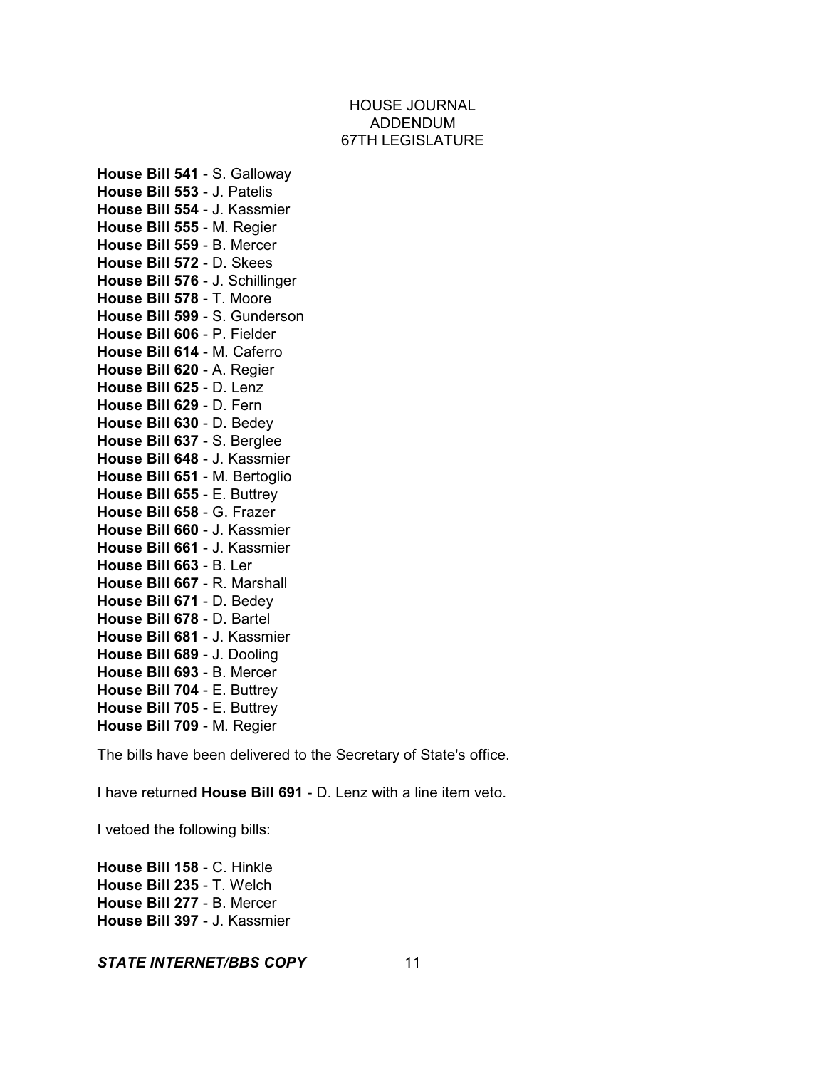HOUSE JOURNAL
ADDENDUM
67TH LEGISLATURE

**House Bill 541** - S. Galloway
**House Bill 553** - J. Patelis
**House Bill 554** - J. Kassmier
**House Bill 555** - M. Regier
**House Bill 559** - B. Mercer
**House Bill 572** - D. Skees
**House Bill 576** - J. Schillinger
**House Bill 578** - T. Moore
**House Bill 599** - S. Gunderson
**House Bill 606** - P. Fielder
**House Bill 614** - M. Caferro
**House Bill 620** - A. Regier
**House Bill 625** - D. Lenz
**House Bill 629** - D. Fern
**House Bill 630** - D. Bedey
**House Bill 637** - S. Berglee
**House Bill 648** - J. Kassmier
**House Bill 651** - M. Bertoglio
**House Bill 655** - E. Buttrey
**House Bill 658** - G. Frazer
**House Bill 660** - J. Kassmier
**House Bill 661** - J. Kassmier
**House Bill 663** - B. Ler
**House Bill 667** - R. Marshall
**House Bill 671** - D. Bedey
**House Bill 678** - D. Bartel
**House Bill 681** - J. Kassmier
**House Bill 689** - J. Dooling
**House Bill 693** - B. Mercer
**House Bill 704** - E. Buttrey
**House Bill 705** - E. Buttrey
**House Bill 709** - M. Regier

The bills have been delivered to the Secretary of State's office.

I have returned **House Bill 691** - D. Lenz with a line item veto.

I vetoed the following bills:

**House Bill 158** - C. Hinkle
**House Bill 235** - T. Welch
**House Bill 277** - B. Mercer
**House Bill 397** - J. Kassmier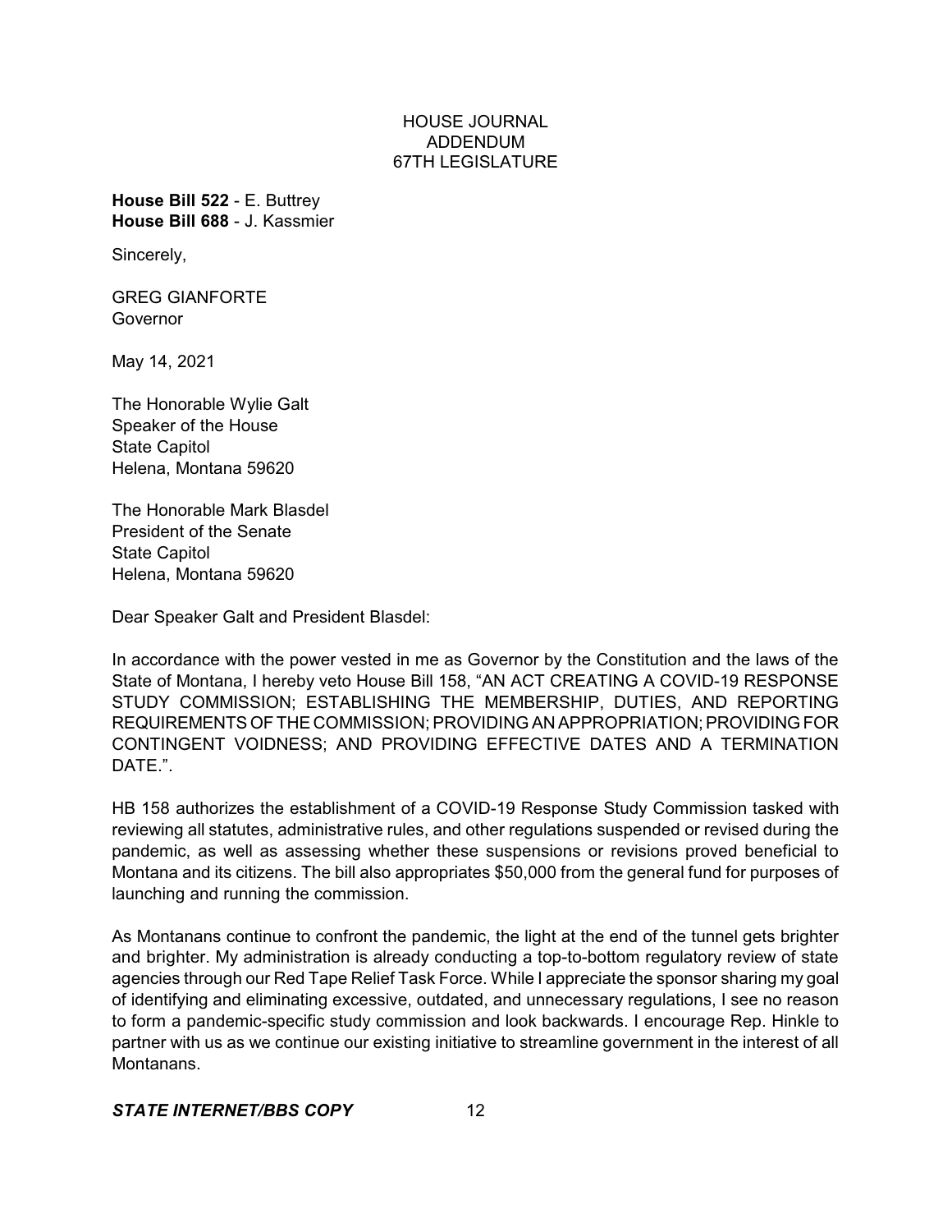HOUSE JOURNAL
ADDENDUM
67TH LEGISLATURE

**House Bill 522** - E. Buttrey
**House Bill 688** - J. Kassmier

Sincerely,

GREG GIANFORTE
Governor

May 14, 2021

The Honorable Wylie Galt
Speaker of the House
State Capitol
Helena, Montana 59620

The Honorable Mark Blasdel
President of the Senate
State Capitol
Helena, Montana 59620

Dear Speaker Galt and President Blasdel:

In accordance with the power vested in me as Governor by the Constitution and the laws of the State of Montana, I hereby veto House Bill 158, "AN ACT CREATING A COVID-19 RESPONSE STUDY COMMISSION; ESTABLISHING THE MEMBERSHIP, DUTIES, AND REPORTING REQUIREMENTS OF THE COMMISSION; PROVIDING AN APPROPRIATION; PROVIDING FOR CONTINGENT VOIDNESS; AND PROVIDING EFFECTIVE DATES AND A TERMINATION DATE.".

HB 158 authorizes the establishment of a COVID-19 Response Study Commission tasked with reviewing all statutes, administrative rules, and other regulations suspended or revised during the pandemic, as well as assessing whether these suspensions or revisions proved beneficial to Montana and its citizens. The bill also appropriates $50,000 from the general fund for purposes of launching and running the commission.

As Montanans continue to confront the pandemic, the light at the end of the tunnel gets brighter and brighter. My administration is already conducting a top-to-bottom regulatory review of state agencies through our Red Tape Relief Task Force. While I appreciate the sponsor sharing my goal of identifying and eliminating excessive, outdated, and unnecessary regulations, I see no reason to form a pandemic-specific study commission and look backwards. I encourage Rep. Hinkle to partner with us as we continue our existing initiative to streamline government in the interest of all Montanans.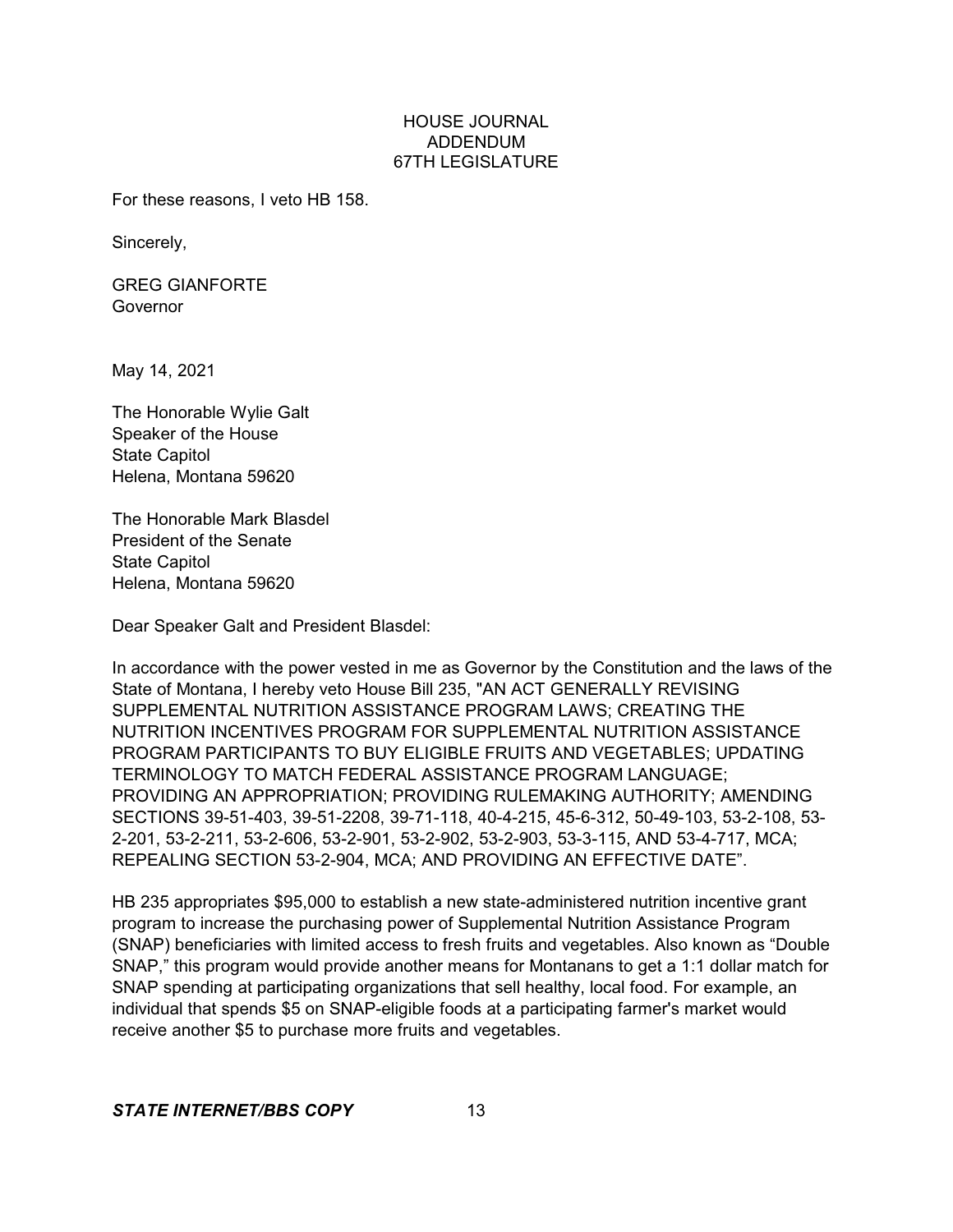For these reasons, I veto HB 158.

Sincerely,

GREG GIANFORTE
Governor

May 14, 2021

The Honorable Wylie Galt
Speaker of the House
State Capitol
Helena, Montana 59620

The Honorable Mark Blasdel
President of the Senate
State Capitol
Helena, Montana 59620

Dear Speaker Galt and President Blasdel:

In accordance with the power vested in me as Governor by the Constitution and the laws of the State of Montana, I hereby veto House Bill 235, "AN ACT GENERALLY REVISING SUPPLEMENTAL NUTRITION ASSISTANCE PROGRAM LAWS; CREATING THE NUTRITION INCENTIVES PROGRAM FOR SUPPLEMENTAL NUTRITION ASSISTANCE PROGRAM PARTICIPANTS TO BUY ELIGIBLE FRUITS AND VEGETABLES; UPDATING TERMINOLOGY TO MATCH FEDERAL ASSISTANCE PROGRAM LANGUAGE; PROVIDING AN APPROPRIATION; PROVIDING RULEMAKING AUTHORITY; AMENDING SECTIONS 39-51-403, 39-51-2208, 39-71-118, 40-4-215, 45-6-312, 50-49-103, 53-2-108, 53-2-201, 53-2-211, 53-2-606, 53-2-901, 53-2-902, 53-2-903, 53-3-115, AND 53-4-717, MCA; REPEALING SECTION 53-2-904, MCA; AND PROVIDING AN EFFECTIVE DATE".

HB 235 appropriates $95,000 to establish a new state-administered nutrition incentive grant program to increase the purchasing power of Supplemental Nutrition Assistance Program (SNAP) beneficiaries with limited access to fresh fruits and vegetables. Also known as "Double SNAP," this program would provide another means for Montanans to get a 1:1 dollar match for SNAP spending at participating organizations that sell healthy, local food. For example, an individual that spends $5 on SNAP-eligible foods at a participating farmer's market would receive another $5 to purchase more fruits and vegetables.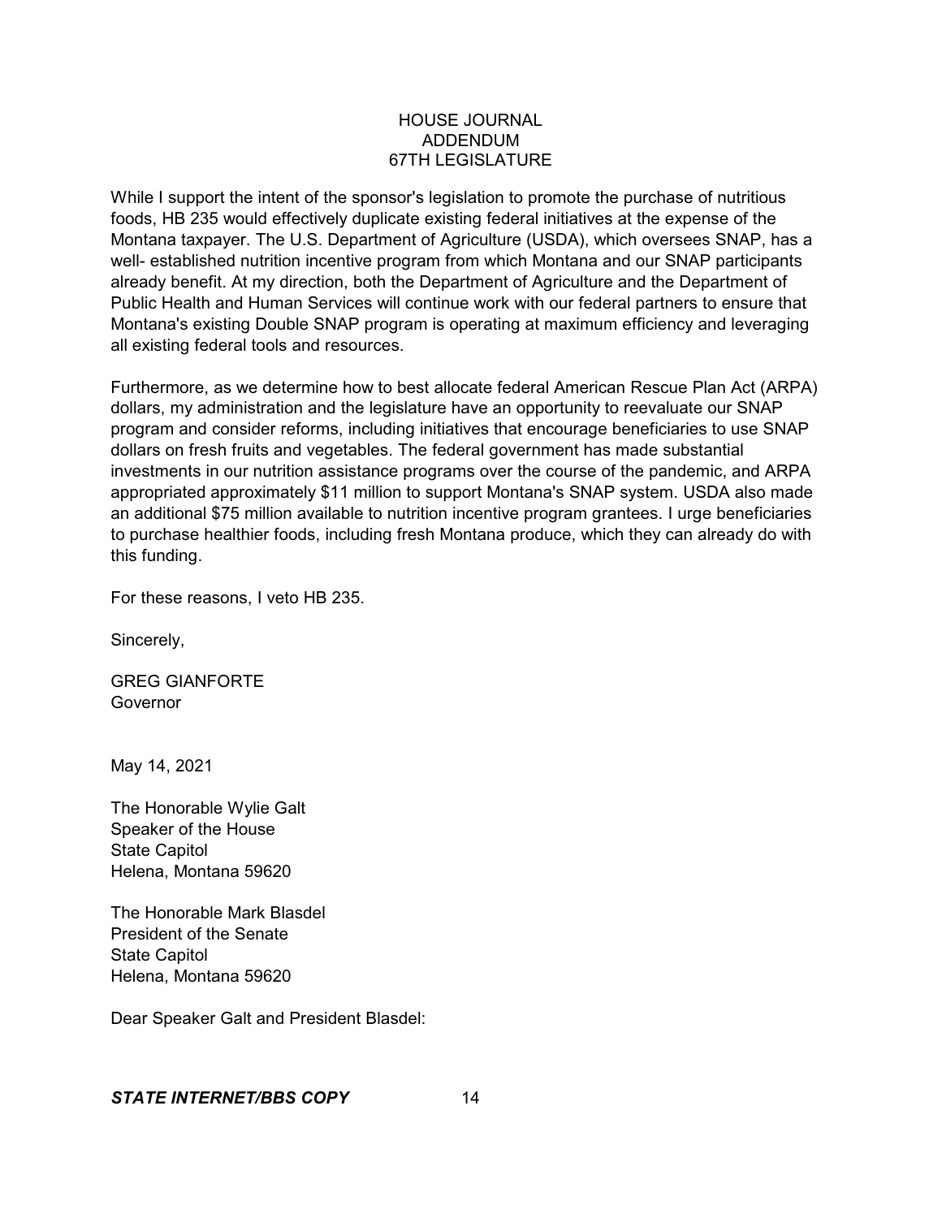While I support the intent of the sponsor's legislation to promote the purchase of nutritious foods, HB 235 would effectively duplicate existing federal initiatives at the expense of the Montana taxpayer. The U.S. Department of Agriculture (USDA), which oversees SNAP, has a well- established nutrition incentive program from which Montana and our SNAP participants already benefit. At my direction, both the Department of Agriculture and the Department of Public Health and Human Services will continue work with our federal partners to ensure that Montana's existing Double SNAP program is operating at maximum efficiency and leveraging all existing federal tools and resources.

Furthermore, as we determine how to best allocate federal American Rescue Plan Act (ARPA) dollars, my administration and the legislature have an opportunity to reevaluate our SNAP program and consider reforms, including initiatives that encourage beneficiaries to use SNAP dollars on fresh fruits and vegetables. The federal government has made substantial investments in our nutrition assistance programs over the course of the pandemic, and ARPA appropriated approximately $11 million to support Montana's SNAP system. USDA also made an additional $75 million available to nutrition incentive program grantees. I urge beneficiaries to purchase healthier foods, including fresh Montana produce, which they can already do with this funding.

For these reasons, I veto HB 235.

Sincerely,

GREG GIANFORTE
Governor

May 14, 2021

The Honorable Wylie Galt
Speaker of the House
State Capitol
Helena, Montana 59620

The Honorable Mark Blasdel
President of the Senate
State Capitol
Helena, Montana 59620

Dear Speaker Galt and President Blasdel: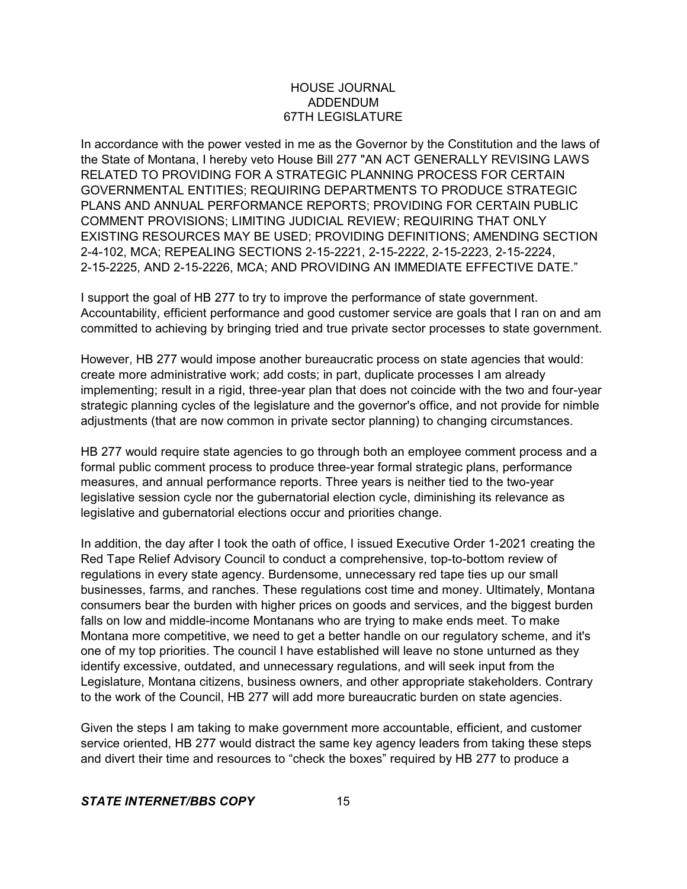HOUSE JOURNAL
ADDENDUM
67TH LEGISLATURE

In accordance with the power vested in me as the Governor by the Constitution and the laws of the State of Montana, I hereby veto House Bill 277 "AN ACT GENERALLY REVISING LAWS RELATED TO PROVIDING FOR A STRATEGIC PLANNING PROCESS FOR CERTAIN GOVERNMENTAL ENTITIES; REQUIRING DEPARTMENTS TO PRODUCE STRATEGIC PLANS AND ANNUAL PERFORMANCE REPORTS; PROVIDING FOR CERTAIN PUBLIC COMMENT PROVISIONS; LIMITING JUDICIAL REVIEW; REQUIRING THAT ONLY EXISTING RESOURCES MAY BE USED; PROVIDING DEFINITIONS; AMENDING SECTION 2-4-102, MCA; REPEALING SECTIONS 2-15-2221, 2-15-2222, 2-15-2223, 2-15-2224, 2-15-2225, AND 2-15-2226, MCA; AND PROVIDING AN IMMEDIATE EFFECTIVE DATE."

I support the goal of HB 277 to try to improve the performance of state government. Accountability, efficient performance and good customer service are goals that I ran on and am committed to achieving by bringing tried and true private sector processes to state government.

However, HB 277 would impose another bureaucratic process on state agencies that would: create more administrative work; add costs; in part, duplicate processes I am already implementing; result in a rigid, three-year plan that does not coincide with the two and four-year strategic planning cycles of the legislature and the governor's office, and not provide for nimble adjustments (that are now common in private sector planning) to changing circumstances.

HB 277 would require state agencies to go through both an employee comment process and a formal public comment process to produce three-year formal strategic plans, performance measures, and annual performance reports. Three years is neither tied to the two-year legislative session cycle nor the gubernatorial election cycle, diminishing its relevance as legislative and gubernatorial elections occur and priorities change.

In addition, the day after I took the oath of office, I issued Executive Order 1-2021 creating the Red Tape Relief Advisory Council to conduct a comprehensive, top-to-bottom review of regulations in every state agency. Burdensome, unnecessary red tape ties up our small businesses, farms, and ranches. These regulations cost time and money. Ultimately, Montana consumers bear the burden with higher prices on goods and services, and the biggest burden falls on low and middle-income Montanans who are trying to make ends meet. To make Montana more competitive, we need to get a better handle on our regulatory scheme, and it's one of my top priorities. The council I have established will leave no stone unturned as they identify excessive, outdated, and unnecessary regulations, and will seek input from the Legislature, Montana citizens, business owners, and other appropriate stakeholders. Contrary to the work of the Council, HB 277 will add more bureaucratic burden on state agencies.

Given the steps I am taking to make government more accountable, efficient, and customer service oriented, HB 277 would distract the same key agency leaders from taking these steps and divert their time and resources to "check the boxes" required by HB 277 to produce a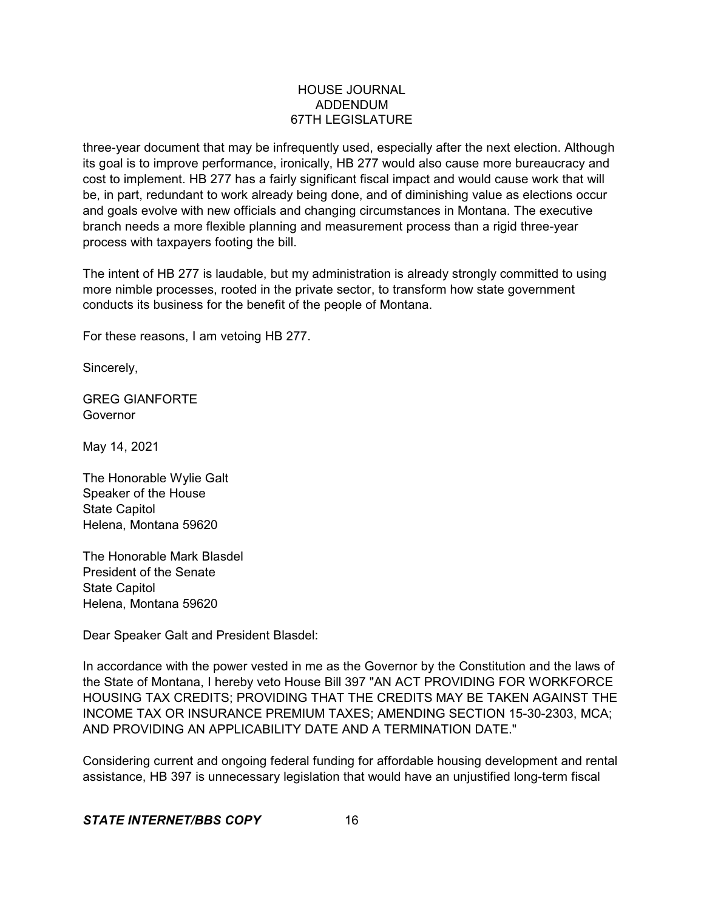three-year document that may be infrequently used, especially after the next election. Although its goal is to improve performance, ironically, HB 277 would also cause more bureaucracy and cost to implement. HB 277 has a fairly significant fiscal impact and would cause work that will be, in part, redundant to work already being done, and of diminishing value as elections occur and goals evolve with new officials and changing circumstances in Montana. The executive branch needs a more flexible planning and measurement process than a rigid three-year process with taxpayers footing the bill.

The intent of HB 277 is laudable, but my administration is already strongly committed to using more nimble processes, rooted in the private sector, to transform how state government conducts its business for the benefit of the people of Montana.

For these reasons, I am vetoing HB 277.

Sincerely,

GREG GIANFORTE
Governor

May 14, 2021

The Honorable Wylie Galt
Speaker of the House
State Capitol
Helena, Montana 59620

The Honorable Mark Blasdel
President of the Senate
State Capitol
Helena, Montana 59620

Dear Speaker Galt and President Blasdel:

In accordance with the power vested in me as the Governor by the Constitution and the laws of the State of Montana, I hereby veto House Bill 397 "AN ACT PROVIDING FOR WORKFORCE HOUSING TAX CREDITS; PROVIDING THAT THE CREDITS MAY BE TAKEN AGAINST THE INCOME TAX OR INSURANCE PREMIUM TAXES; AMENDING SECTION 15-30-2303, MCA; AND PROVIDING AN APPLICABILITY DATE AND A TERMINATION DATE."

Considering current and ongoing federal funding for affordable housing development and rental assistance, HB 397 is unnecessary legislation that would have an unjustified long-term fiscal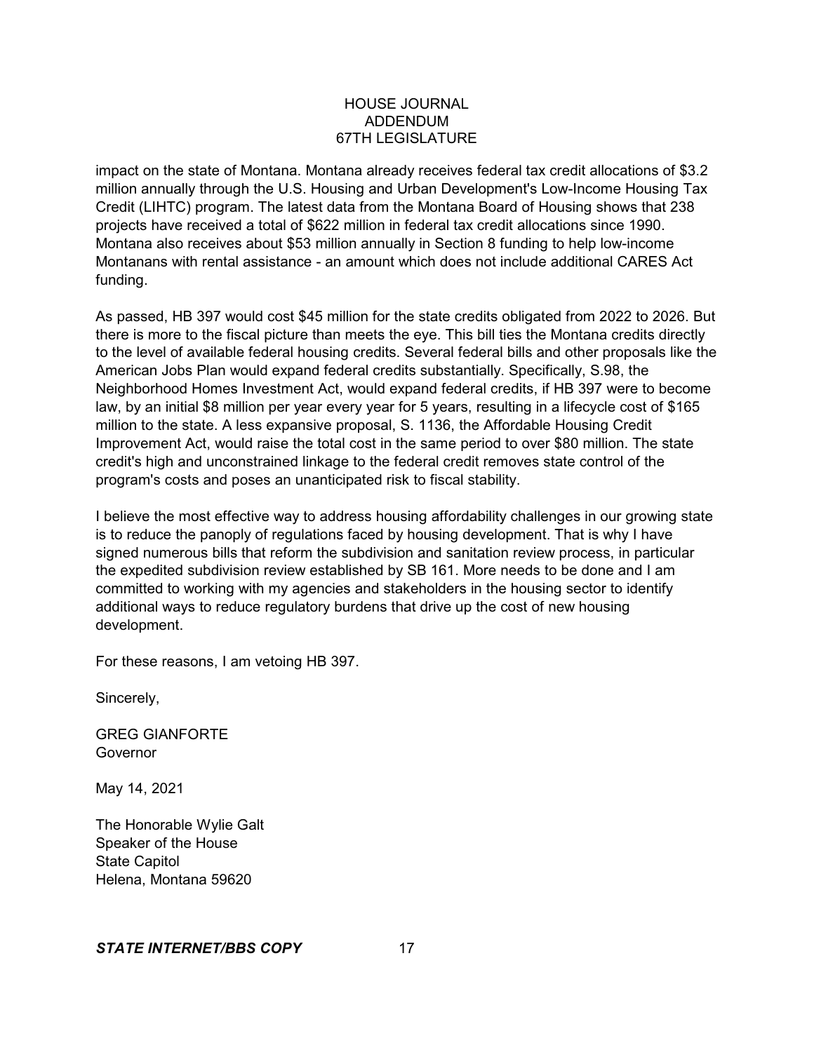impact on the state of Montana. Montana already receives federal tax credit allocations of $3.2 million annually through the U.S. Housing and Urban Development's Low-Income Housing Tax Credit (LIHTC) program. The latest data from the Montana Board of Housing shows that 238 projects have received a total of $622 million in federal tax credit allocations since 1990. Montana also receives about $53 million annually in Section 8 funding to help low-income Montanans with rental assistance - an amount which does not include additional CARES Act funding.

As passed, HB 397 would cost $45 million for the state credits obligated from 2022 to 2026. But there is more to the fiscal picture than meets the eye. This bill ties the Montana credits directly to the level of available federal housing credits. Several federal bills and other proposals like the American Jobs Plan would expand federal credits substantially. Specifically, S.98, the Neighborhood Homes Investment Act, would expand federal credits, if HB 397 were to become law, by an initial $8 million per year every year for 5 years, resulting in a lifecycle cost of $165 million to the state. A less expansive proposal, S. 1136, the Affordable Housing Credit Improvement Act, would raise the total cost in the same period to over $80 million. The state credit's high and unconstrained linkage to the federal credit removes state control of the program's costs and poses an unanticipated risk to fiscal stability.

I believe the most effective way to address housing affordability challenges in our growing state is to reduce the panoply of regulations faced by housing development. That is why I have signed numerous bills that reform the subdivision and sanitation review process, in particular the expedited subdivision review established by SB 161. More needs to be done and I am committed to working with my agencies and stakeholders in the housing sector to identify additional ways to reduce regulatory burdens that drive up the cost of new housing development.

For these reasons, I am vetoing HB 397.

Sincerely,

GREG GIANFORTE
Governor

May 14, 2021

The Honorable Wylie Galt
Speaker of the House
State Capitol
Helena, Montana 59620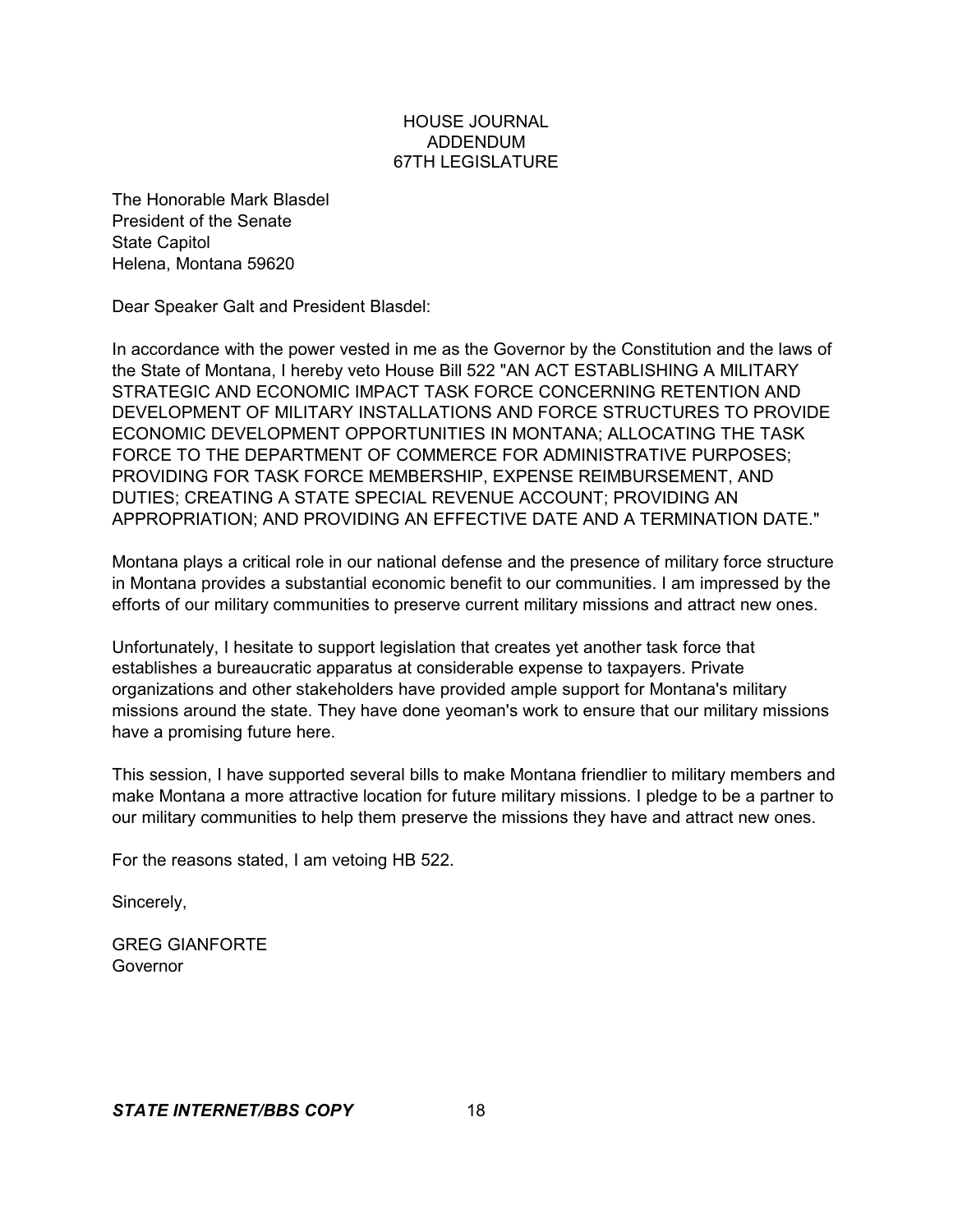HOUSE JOURNAL
ADDENDUM
67TH LEGISLATURE

The Honorable Mark Blasdel
President of the Senate
State Capitol
Helena, Montana 59620

Dear Speaker Galt and President Blasdel:

In accordance with the power vested in me as the Governor by the Constitution and the laws of the State of Montana, I hereby veto House Bill 522 "AN ACT ESTABLISHING A MILITARY STRATEGIC AND ECONOMIC IMPACT TASK FORCE CONCERNING RETENTION AND DEVELOPMENT OF MILITARY INSTALLATIONS AND FORCE STRUCTURES TO PROVIDE ECONOMIC DEVELOPMENT OPPORTUNITIES IN MONTANA; ALLOCATING THE TASK FORCE TO THE DEPARTMENT OF COMMERCE FOR ADMINISTRATIVE PURPOSES; PROVIDING FOR TASK FORCE MEMBERSHIP, EXPENSE REIMBURSEMENT, AND DUTIES; CREATING A STATE SPECIAL REVENUE ACCOUNT; PROVIDING AN APPROPRIATION; AND PROVIDING AN EFFECTIVE DATE AND A TERMINATION DATE."

Montana plays a critical role in our national defense and the presence of military force structure in Montana provides a substantial economic benefit to our communities. I am impressed by the efforts of our military communities to preserve current military missions and attract new ones.

Unfortunately, I hesitate to support legislation that creates yet another task force that establishes a bureaucratic apparatus at considerable expense to taxpayers. Private organizations and other stakeholders have provided ample support for Montana's military missions around the state. They have done yeoman's work to ensure that our military missions have a promising future here.

This session, I have supported several bills to make Montana friendlier to military members and make Montana a more attractive location for future military missions. I pledge to be a partner to our military communities to help them preserve the missions they have and attract new ones.

For the reasons stated, I am vetoing HB 522.

Sincerely,

GREG GIANFORTE
Governor

***STATE INTERNET/BBS COPY***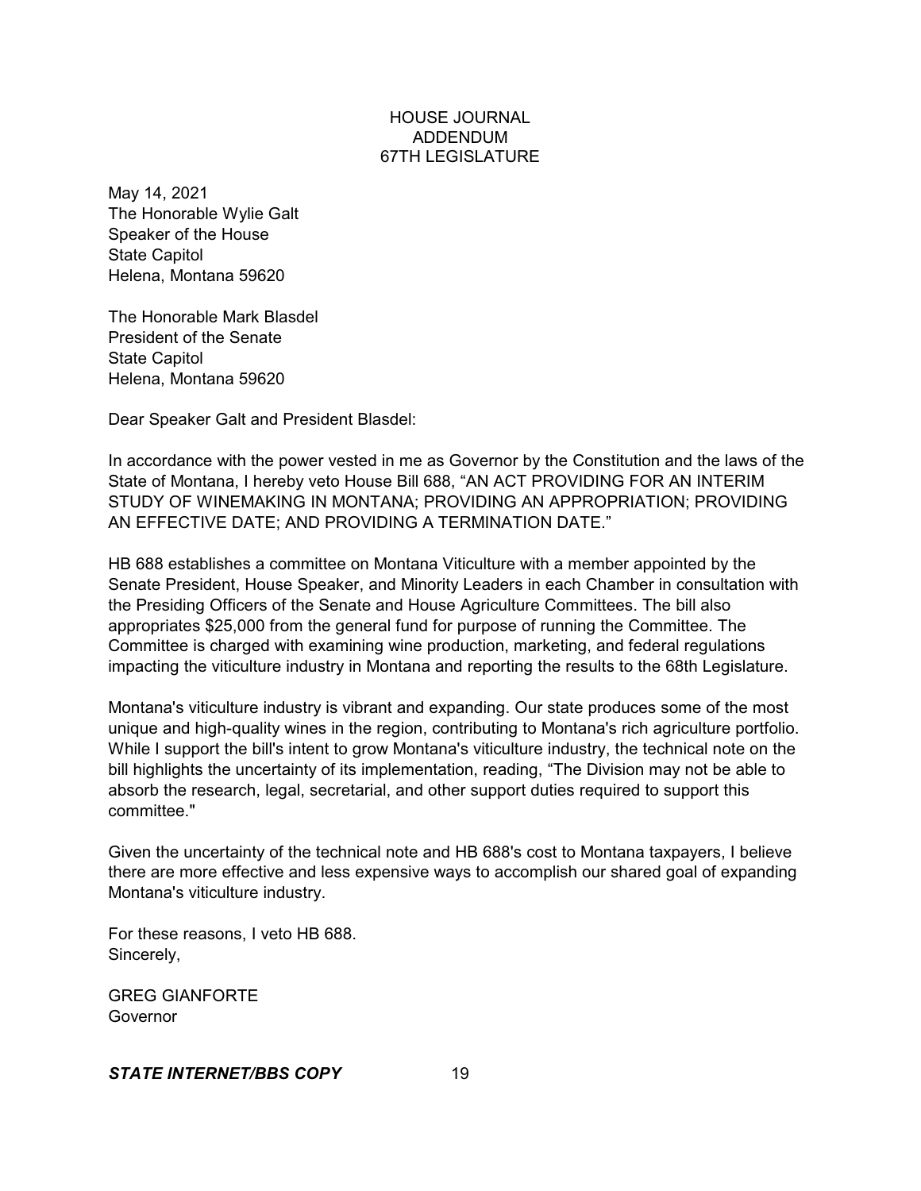HOUSE JOURNAL
ADDENDUM
67TH LEGISLATURE

May 14, 2021
The Honorable Wylie Galt
Speaker of the House
State Capitol
Helena, Montana 59620

The Honorable Mark Blasdel
President of the Senate
State Capitol
Helena, Montana 59620

Dear Speaker Galt and President Blasdel:

In accordance with the power vested in me as Governor by the Constitution and the laws of the State of Montana, I hereby veto House Bill 688, "AN ACT PROVIDING FOR AN INTERIM STUDY OF WINEMAKING IN MONTANA; PROVIDING AN APPROPRIATION; PROVIDING AN EFFECTIVE DATE; AND PROVIDING A TERMINATION DATE."

HB 688 establishes a committee on Montana Viticulture with a member appointed by the Senate President, House Speaker, and Minority Leaders in each Chamber in consultation with the Presiding Officers of the Senate and House Agriculture Committees. The bill also appropriates $25,000 from the general fund for purpose of running the Committee. The Committee is charged with examining wine production, marketing, and federal regulations impacting the viticulture industry in Montana and reporting the results to the 68th Legislature.

Montana's viticulture industry is vibrant and expanding. Our state produces some of the most unique and high-quality wines in the region, contributing to Montana's rich agriculture portfolio. While I support the bill's intent to grow Montana's viticulture industry, the technical note on the bill highlights the uncertainty of its implementation, reading, "The Division may not be able to absorb the research, legal, secretarial, and other support duties required to support this committee."

Given the uncertainty of the technical note and HB 688's cost to Montana taxpayers, I believe there are more effective and less expensive ways to accomplish our shared goal of expanding Montana's viticulture industry.

For these reasons, I veto HB 688.
Sincerely,

GREG GIANFORTE
Governor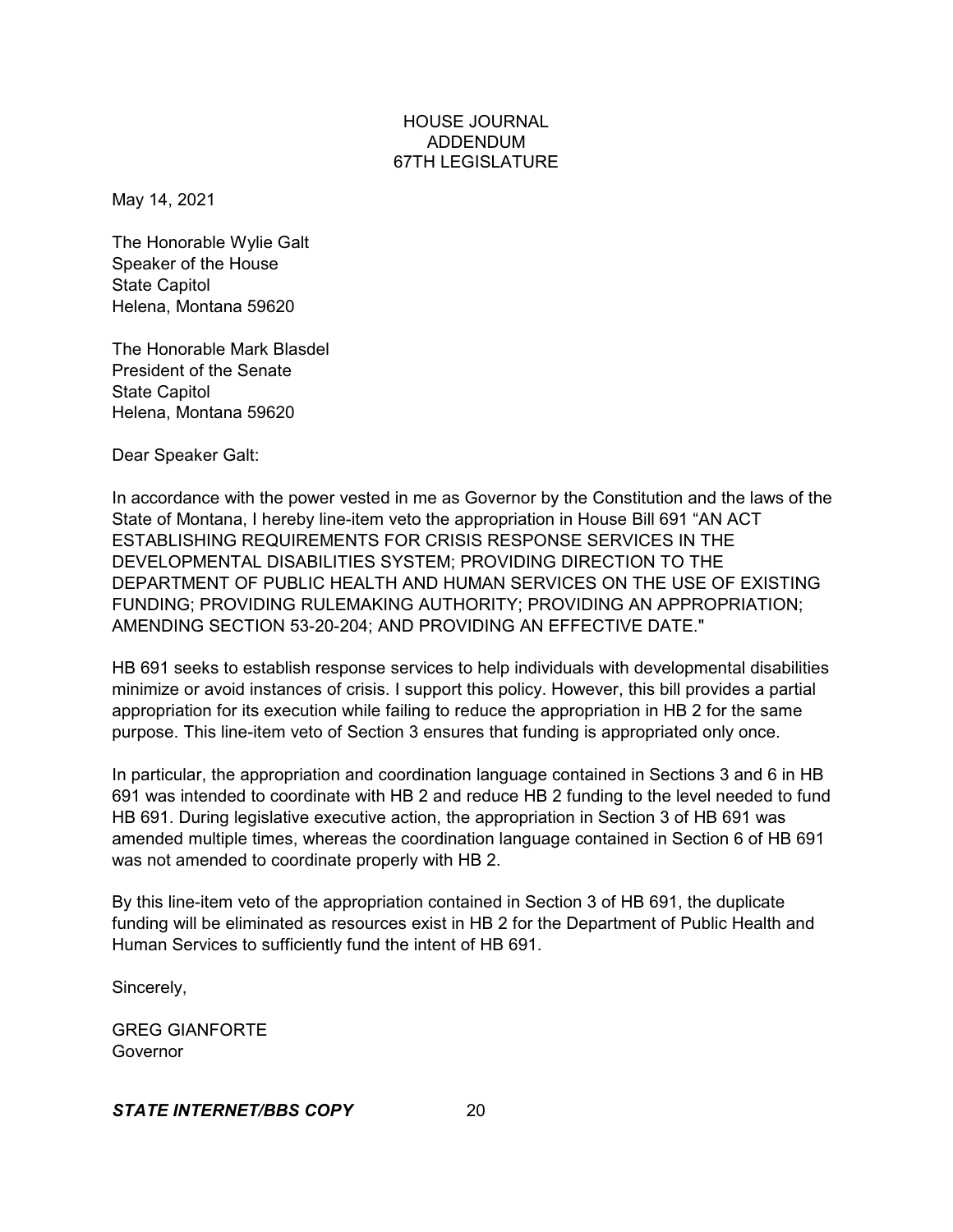HOUSE JOURNAL
ADDENDUM
67TH LEGISLATURE

May 14, 2021

The Honorable Wylie Galt
Speaker of the House
State Capitol
Helena, Montana 59620

The Honorable Mark Blasdel
President of the Senate
State Capitol
Helena, Montana 59620

Dear Speaker Galt:

In accordance with the power vested in me as Governor by the Constitution and the laws of the State of Montana, I hereby line-item veto the appropriation in House Bill 691 "AN ACT ESTABLISHING REQUIREMENTS FOR CRISIS RESPONSE SERVICES IN THE DEVELOPMENTAL DISABILITIES SYSTEM; PROVIDING DIRECTION TO THE DEPARTMENT OF PUBLIC HEALTH AND HUMAN SERVICES ON THE USE OF EXISTING FUNDING; PROVIDING RULEMAKING AUTHORITY; PROVIDING AN APPROPRIATION; AMENDING SECTION 53-20-204; AND PROVIDING AN EFFECTIVE DATE."

HB 691 seeks to establish response services to help individuals with developmental disabilities minimize or avoid instances of crisis. I support this policy. However, this bill provides a partial appropriation for its execution while failing to reduce the appropriation in HB 2 for the same purpose. This line-item veto of Section 3 ensures that funding is appropriated only once.

In particular, the appropriation and coordination language contained in Sections 3 and 6 in HB 691 was intended to coordinate with HB 2 and reduce HB 2 funding to the level needed to fund HB 691. During legislative executive action, the appropriation in Section 3 of HB 691 was amended multiple times, whereas the coordination language contained in Section 6 of HB 691 was not amended to coordinate properly with HB 2.

By this line-item veto of the appropriation contained in Section 3 of HB 691, the duplicate funding will be eliminated as resources exist in HB 2 for the Department of Public Health and Human Services to sufficiently fund the intent of HB 691.

Sincerely,

GREG GIANFORTE
Governor

***STATE INTERNET/BBS COPY***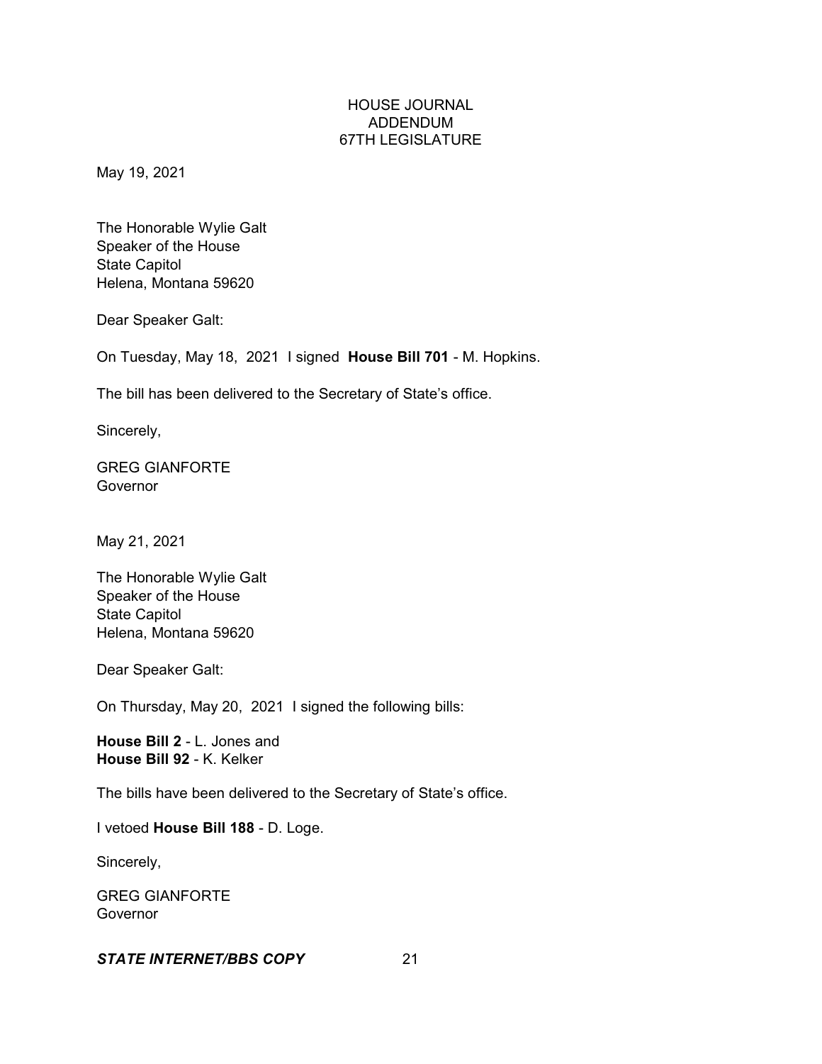HOUSE JOURNAL
ADDENDUM
67TH LEGISLATURE

May 19, 2021

The Honorable Wylie Galt
Speaker of the House
State Capitol
Helena, Montana 59620

Dear Speaker Galt:

On Tuesday, May 18, 2021 I signed **House Bill 701** - M. Hopkins.

The bill has been delivered to the Secretary of State's office.

Sincerely,

GREG GIANFORTE
Governor

May 21, 2021

The Honorable Wylie Galt
Speaker of the House
State Capitol
Helena, Montana 59620

Dear Speaker Galt:

On Thursday, May 20, 2021 I signed the following bills:

**House Bill 2** - L. Jones and
**House Bill 92** - K. Kelker

The bills have been delivered to the Secretary of State's office.

I vetoed **House Bill 188** - D. Loge.

Sincerely,

GREG GIANFORTE
Governor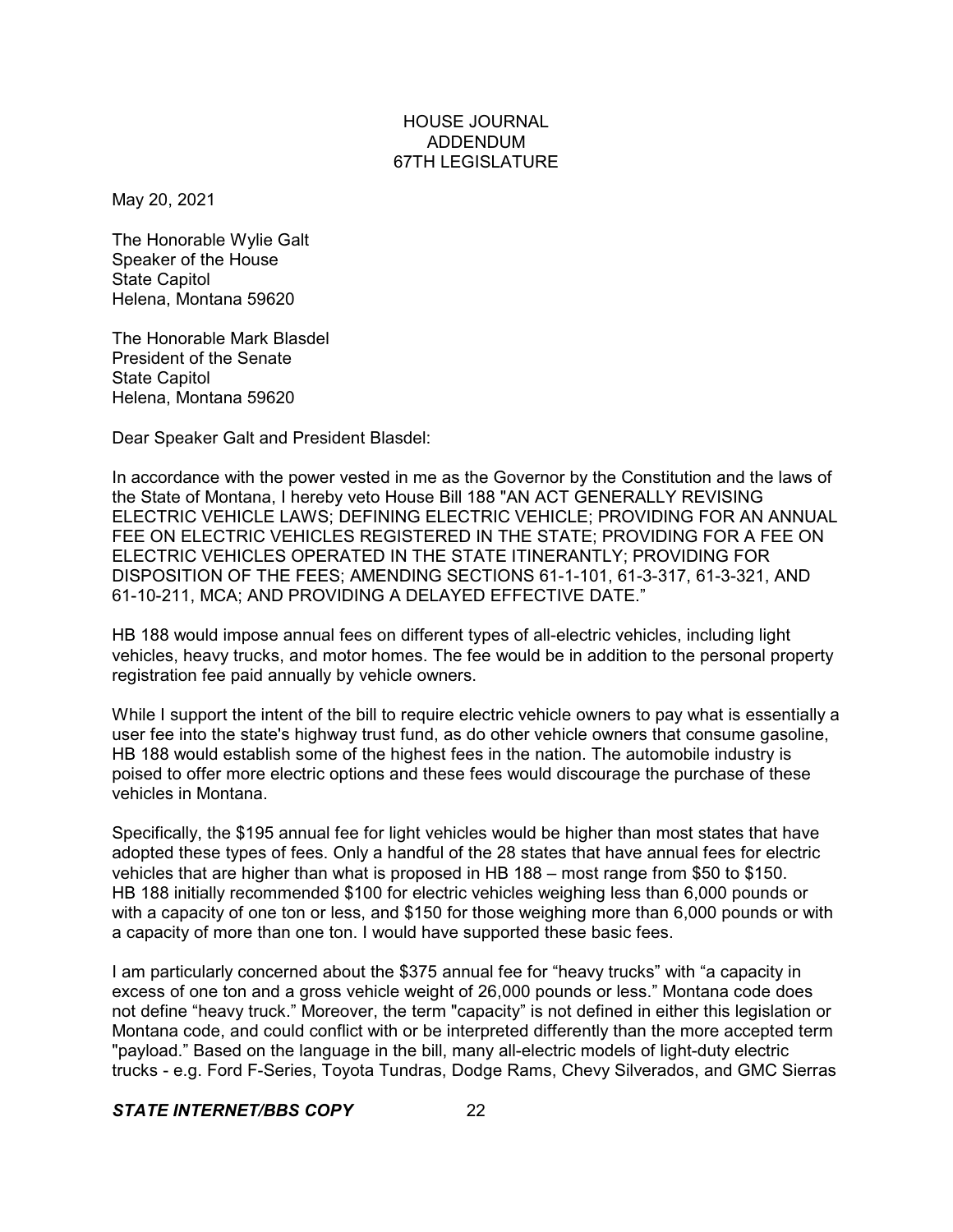HOUSE JOURNAL
ADDENDUM
67TH LEGISLATURE

May 20, 2021

The Honorable Wylie Galt
Speaker of the House
State Capitol
Helena, Montana 59620

The Honorable Mark Blasdel
President of the Senate
State Capitol
Helena, Montana 59620

Dear Speaker Galt and President Blasdel:

In accordance with the power vested in me as the Governor by the Constitution and the laws of the State of Montana, I hereby veto House Bill 188 "AN ACT GENERALLY REVISING ELECTRIC VEHICLE LAWS; DEFINING ELECTRIC VEHICLE; PROVIDING FOR AN ANNUAL FEE ON ELECTRIC VEHICLES REGISTERED IN THE STATE; PROVIDING FOR A FEE ON ELECTRIC VEHICLES OPERATED IN THE STATE ITINERANTLY; PROVIDING FOR DISPOSITION OF THE FEES; AMENDING SECTIONS 61-1-101, 61-3-317, 61-3-321, AND 61-10-211, MCA; AND PROVIDING A DELAYED EFFECTIVE DATE."

HB 188 would impose annual fees on different types of all-electric vehicles, including light vehicles, heavy trucks, and motor homes. The fee would be in addition to the personal property registration fee paid annually by vehicle owners.

While I support the intent of the bill to require electric vehicle owners to pay what is essentially a user fee into the state's highway trust fund, as do other vehicle owners that consume gasoline, HB 188 would establish some of the highest fees in the nation. The automobile industry is poised to offer more electric options and these fees would discourage the purchase of these vehicles in Montana.

Specifically, the $195 annual fee for light vehicles would be higher than most states that have adopted these types of fees. Only a handful of the 28 states that have annual fees for electric vehicles that are higher than what is proposed in HB 188 – most range from $50 to $150. HB 188 initially recommended $100 for electric vehicles weighing less than 6,000 pounds or with a capacity of one ton or less, and $150 for those weighing more than 6,000 pounds or with a capacity of more than one ton. I would have supported these basic fees.

I am particularly concerned about the $375 annual fee for "heavy trucks" with "a capacity in excess of one ton and a gross vehicle weight of 26,000 pounds or less." Montana code does not define "heavy truck." Moreover, the term "capacity" is not defined in either this legislation or Montana code, and could conflict with or be interpreted differently than the more accepted term "payload." Based on the language in the bill, many all-electric models of light-duty electric trucks - e.g. Ford F-Series, Toyota Tundras, Dodge Rams, Chevy Silverados, and GMC Sierras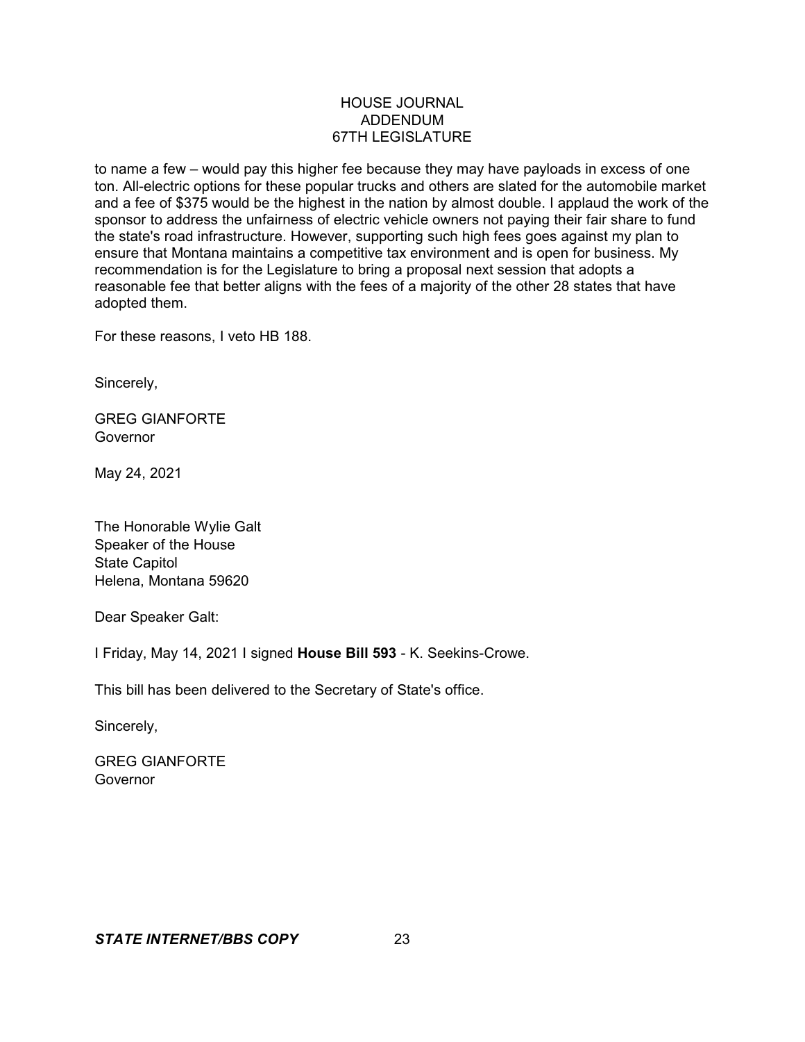to name a few – would pay this higher fee because they may have payloads in excess of one ton. All-electric options for these popular trucks and others are slated for the automobile market and a fee of $375 would be the highest in the nation by almost double. I applaud the work of the sponsor to address the unfairness of electric vehicle owners not paying their fair share to fund the state's road infrastructure. However, supporting such high fees goes against my plan to ensure that Montana maintains a competitive tax environment and is open for business. My recommendation is for the Legislature to bring a proposal next session that adopts a reasonable fee that better aligns with the fees of a majority of the other 28 states that have adopted them.

For these reasons, I veto HB 188.

Sincerely,

GREG GIANFORTE
Governor

May 24, 2021

The Honorable Wylie Galt
Speaker of the House
State Capitol
Helena, Montana 59620

Dear Speaker Galt:

I Friday, May 14, 2021 I signed **House Bill 593** - K. Seekins-Crowe.

This bill has been delivered to the Secretary of State's office.

Sincerely,

GREG GIANFORTE
Governor